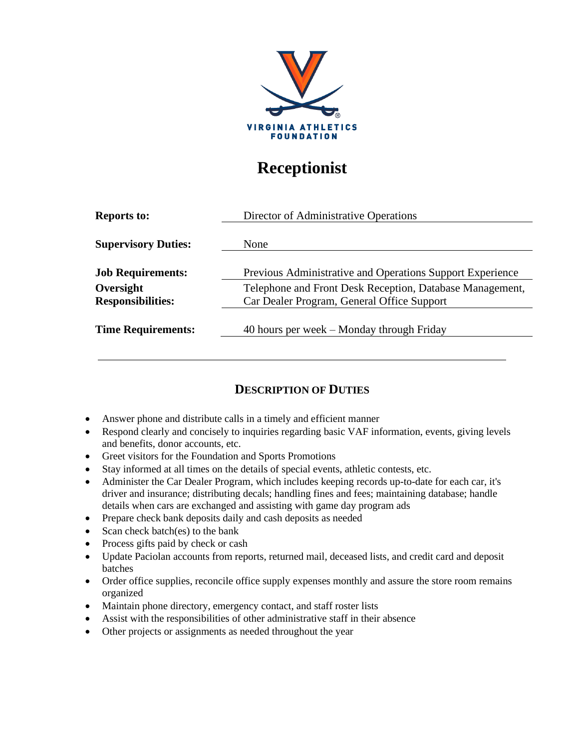VIRGINIA ATHLETICS FOUNDATION

# Receptionist

| | |
|---|---|
| **Reports to:** | Director of Administrative Operations |
| **Supervisory Duties:** | None |
| **Job Requirements:** | Previous Administrative and Operations Support Experience |
| **Oversight Responsibilities:** | Telephone and Front Desk Reception, Database Management, Car Dealer Program, General Office Support |
| **Time Requirements:** | 40 hours per week – Monday through Friday |

---

## DESCRIPTION OF DUTIES

- Answer phone and distribute calls in a timely and efficient manner
- Respond clearly and concisely to inquiries regarding basic VAF information, events, giving levels and benefits, donor accounts, etc.
- Greet visitors for the Foundation and Sports Promotions
- Stay informed at all times on the details of special events, athletic contests, etc.
- Administer the Car Dealer Program, which includes keeping records up-to-date for each car, it's driver and insurance; distributing decals; handling fines and fees; maintaining database; handle details when cars are exchanged and assisting with game day program ads
- Prepare check bank deposits daily and cash deposits as needed
- Scan check batch(es) to the bank
- Process gifts paid by check or cash
- Update Paciolan accounts from reports, returned mail, deceased lists, and credit card and deposit batches
- Order office supplies, reconcile office supply expenses monthly and assure the store room remains organized
- Maintain phone directory, emergency contact, and staff roster lists
- Assist with the responsibilities of other administrative staff in their absence
- Other projects or assignments as needed throughout the year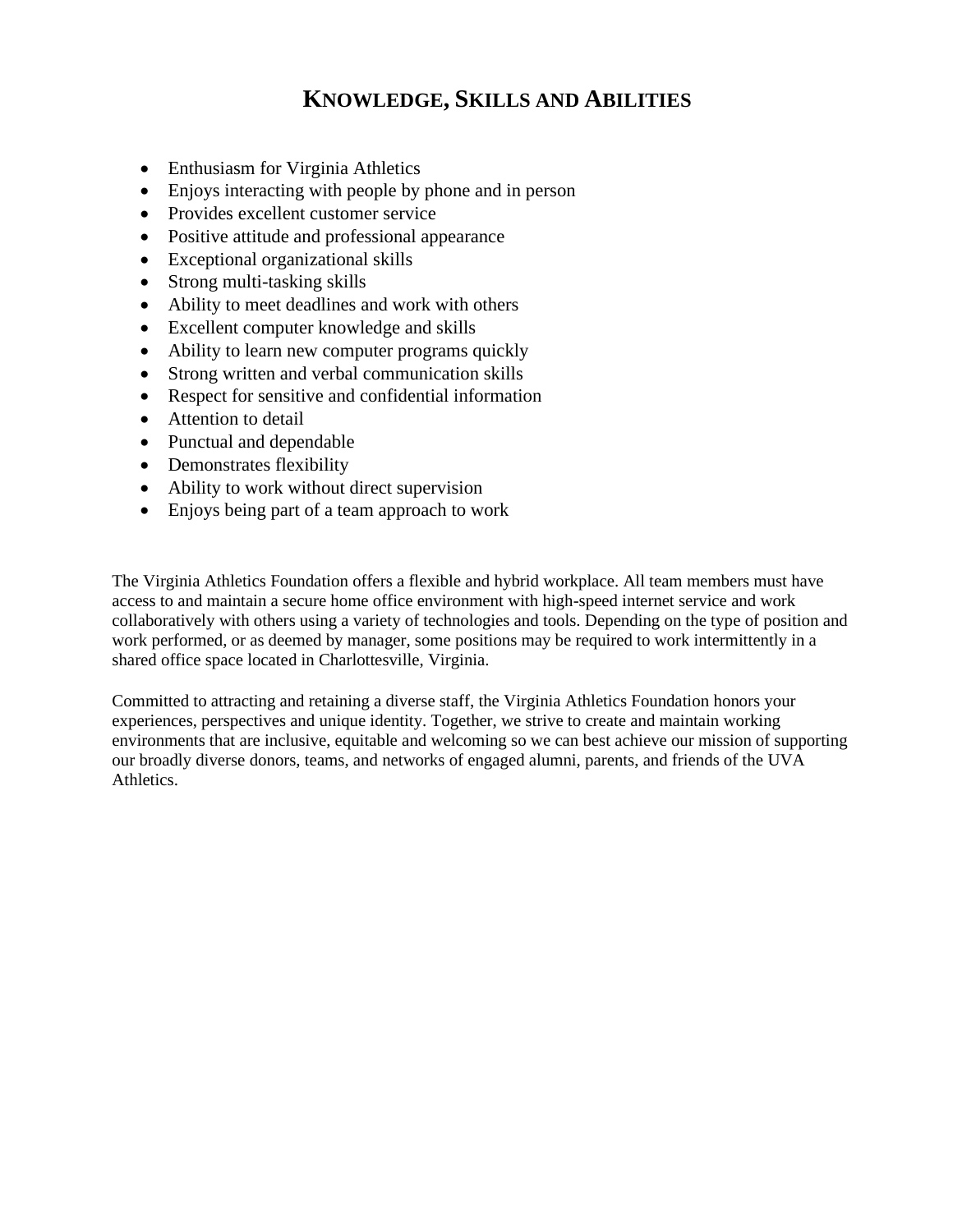## KNOWLEDGE, SKILLS AND ABILITIES

- Enthusiasm for Virginia Athletics
- Enjoys interacting with people by phone and in person
- Provides excellent customer service
- Positive attitude and professional appearance
- Exceptional organizational skills
- Strong multi-tasking skills
- Ability to meet deadlines and work with others
- Excellent computer knowledge and skills
- Ability to learn new computer programs quickly
- Strong written and verbal communication skills
- Respect for sensitive and confidential information
- Attention to detail
- Punctual and dependable
- Demonstrates flexibility
- Ability to work without direct supervision
- Enjoys being part of a team approach to work

The Virginia Athletics Foundation offers a flexible and hybrid workplace. All team members must have access to and maintain a secure home office environment with high-speed internet service and work collaboratively with others using a variety of technologies and tools. Depending on the type of position and work performed, or as deemed by manager, some positions may be required to work intermittently in a shared office space located in Charlottesville, Virginia.

Committed to attracting and retaining a diverse staff, the Virginia Athletics Foundation honors your experiences, perspectives and unique identity. Together, we strive to create and maintain working environments that are inclusive, equitable and welcoming so we can best achieve our mission of supporting our broadly diverse donors, teams, and networks of engaged alumni, parents, and friends of the UVA Athletics.